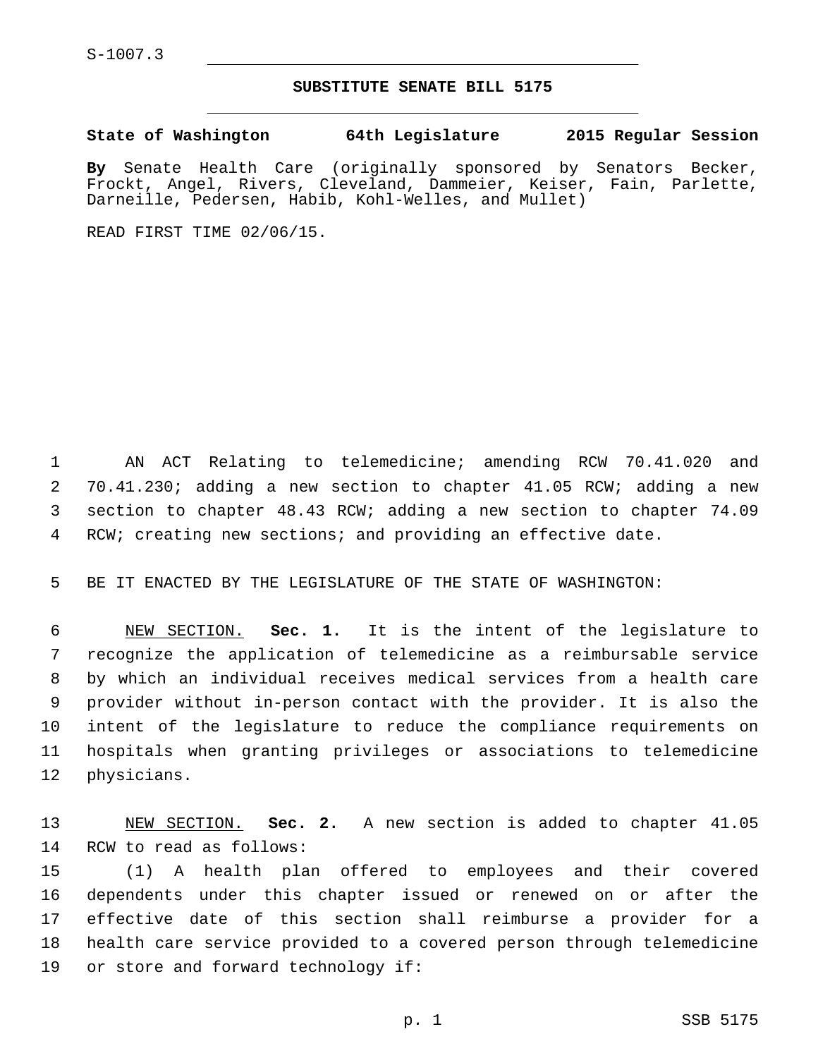S-1007.3

# SUBSTITUTE SENATE BILL 5175

**State of Washington 64th Legislature 2015 Regular Session**

**By** Senate Health Care (originally sponsored by Senators Becker, Frockt, Angel, Rivers, Cleveland, Dammeier, Keiser, Fain, Parlette, Darneille, Pedersen, Habib, Kohl-Welles, and Mullet)

READ FIRST TIME 02/06/15.

AN ACT Relating to telemedicine; amending RCW 70.41.020 and 70.41.230; adding a new section to chapter 41.05 RCW; adding a new section to chapter 48.43 RCW; adding a new section to chapter 74.09 RCW; creating new sections; and providing an effective date.

BE IT ENACTED BY THE LEGISLATURE OF THE STATE OF WASHINGTON:

NEW SECTION. **Sec. 1.** It is the intent of the legislature to recognize the application of telemedicine as a reimbursable service by which an individual receives medical services from a health care provider without in-person contact with the provider. It is also the intent of the legislature to reduce the compliance requirements on hospitals when granting privileges or associations to telemedicine physicians.

NEW SECTION. **Sec. 2.** A new section is added to chapter 41.05 RCW to read as follows:

(1) A health plan offered to employees and their covered dependents under this chapter issued or renewed on or after the effective date of this section shall reimburse a provider for a health care service provided to a covered person through telemedicine or store and forward technology if: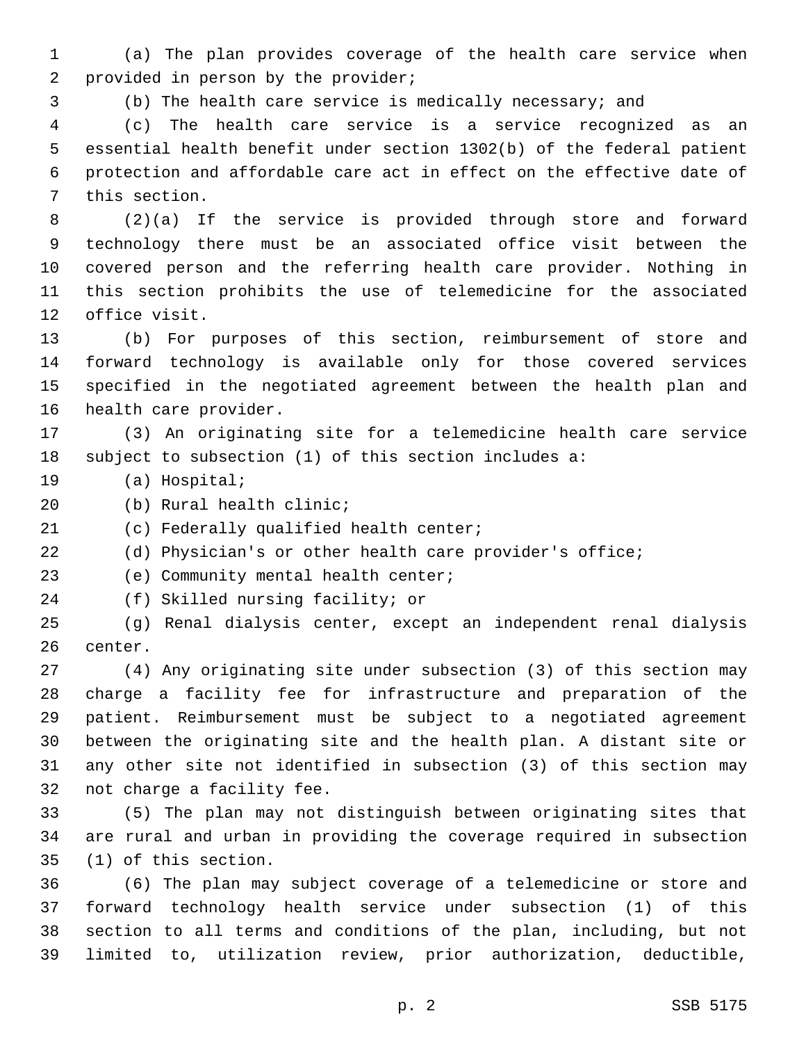(a) The plan provides coverage of the health care service when provided in person by the provider;

(b) The health care service is medically necessary; and

(c) The health care service is a service recognized as an essential health benefit under section 1302(b) of the federal patient protection and affordable care act in effect on the effective date of this section.

(2)(a) If the service is provided through store and forward technology there must be an associated office visit between the covered person and the referring health care provider. Nothing in this section prohibits the use of telemedicine for the associated office visit.

(b) For purposes of this section, reimbursement of store and forward technology is available only for those covered services specified in the negotiated agreement between the health plan and health care provider.

(3) An originating site for a telemedicine health care service subject to subsection (1) of this section includes a:

(a) Hospital;

(b) Rural health clinic;

(c) Federally qualified health center;

(d) Physician's or other health care provider's office;

(e) Community mental health center;

(f) Skilled nursing facility; or

(g) Renal dialysis center, except an independent renal dialysis center.

(4) Any originating site under subsection (3) of this section may charge a facility fee for infrastructure and preparation of the patient. Reimbursement must be subject to a negotiated agreement between the originating site and the health plan. A distant site or any other site not identified in subsection (3) of this section may not charge a facility fee.

(5) The plan may not distinguish between originating sites that are rural and urban in providing the coverage required in subsection (1) of this section.

(6) The plan may subject coverage of a telemedicine or store and forward technology health service under subsection (1) of this section to all terms and conditions of the plan, including, but not limited to, utilization review, prior authorization, deductible,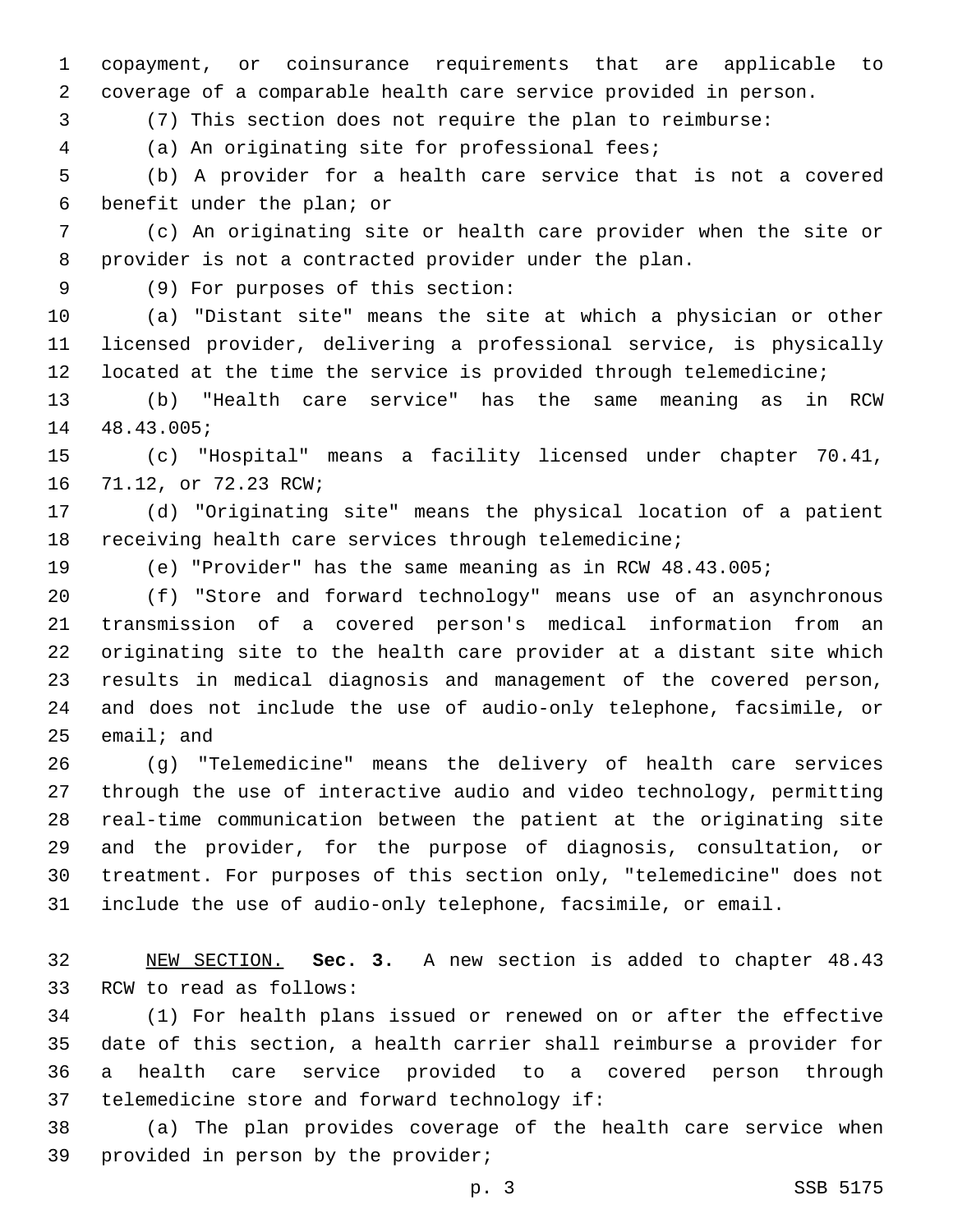copayment, or coinsurance requirements that are applicable to coverage of a comparable health care service provided in person.

(7) This section does not require the plan to reimburse:

(a) An originating site for professional fees;

(b) A provider for a health care service that is not a covered benefit under the plan; or

(c) An originating site or health care provider when the site or provider is not a contracted provider under the plan.

(9) For purposes of this section:

(a) "Distant site" means the site at which a physician or other licensed provider, delivering a professional service, is physically located at the time the service is provided through telemedicine;

(b) "Health care service" has the same meaning as in RCW 48.43.005;

(c) "Hospital" means a facility licensed under chapter 70.41, 71.12, or 72.23 RCW;

(d) "Originating site" means the physical location of a patient receiving health care services through telemedicine;

(e) "Provider" has the same meaning as in RCW 48.43.005;

(f) "Store and forward technology" means use of an asynchronous transmission of a covered person's medical information from an originating site to the health care provider at a distant site which results in medical diagnosis and management of the covered person, and does not include the use of audio-only telephone, facsimile, or email; and

(g) "Telemedicine" means the delivery of health care services through the use of interactive audio and video technology, permitting real-time communication between the patient at the originating site and the provider, for the purpose of diagnosis, consultation, or treatment. For purposes of this section only, "telemedicine" does not include the use of audio-only telephone, facsimile, or email.

NEW SECTION. **Sec. 3.** A new section is added to chapter 48.43 RCW to read as follows:

(1) For health plans issued or renewed on or after the effective date of this section, a health carrier shall reimburse a provider for a health care service provided to a covered person through telemedicine store and forward technology if:

(a) The plan provides coverage of the health care service when provided in person by the provider;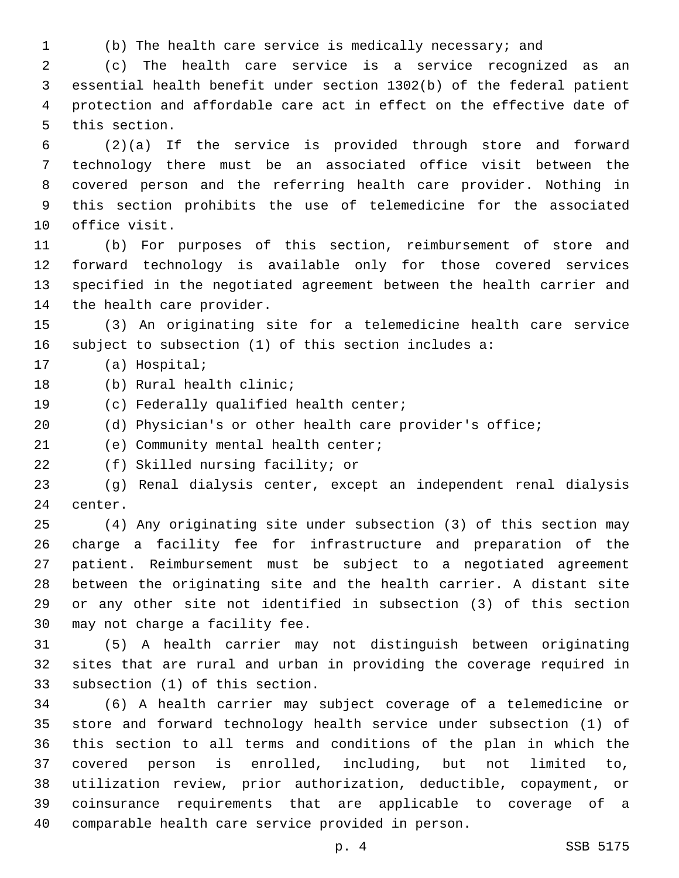(b) The health care service is medically necessary; and

(c) The health care service is a service recognized as an essential health benefit under section 1302(b) of the federal patient protection and affordable care act in effect on the effective date of this section.

(2)(a) If the service is provided through store and forward technology there must be an associated office visit between the covered person and the referring health care provider. Nothing in this section prohibits the use of telemedicine for the associated office visit.

(b) For purposes of this section, reimbursement of store and forward technology is available only for those covered services specified in the negotiated agreement between the health carrier and the health care provider.

(3) An originating site for a telemedicine health care service subject to subsection (1) of this section includes a:

(a) Hospital;

(b) Rural health clinic;

(c) Federally qualified health center;

(d) Physician's or other health care provider's office;

(e) Community mental health center;

(f) Skilled nursing facility; or

(g) Renal dialysis center, except an independent renal dialysis center.

(4) Any originating site under subsection (3) of this section may charge a facility fee for infrastructure and preparation of the patient. Reimbursement must be subject to a negotiated agreement between the originating site and the health carrier. A distant site or any other site not identified in subsection (3) of this section may not charge a facility fee.

(5) A health carrier may not distinguish between originating sites that are rural and urban in providing the coverage required in subsection (1) of this section.

(6) A health carrier may subject coverage of a telemedicine or store and forward technology health service under subsection (1) of this section to all terms and conditions of the plan in which the covered person is enrolled, including, but not limited to, utilization review, prior authorization, deductible, copayment, or coinsurance requirements that are applicable to coverage of a comparable health care service provided in person.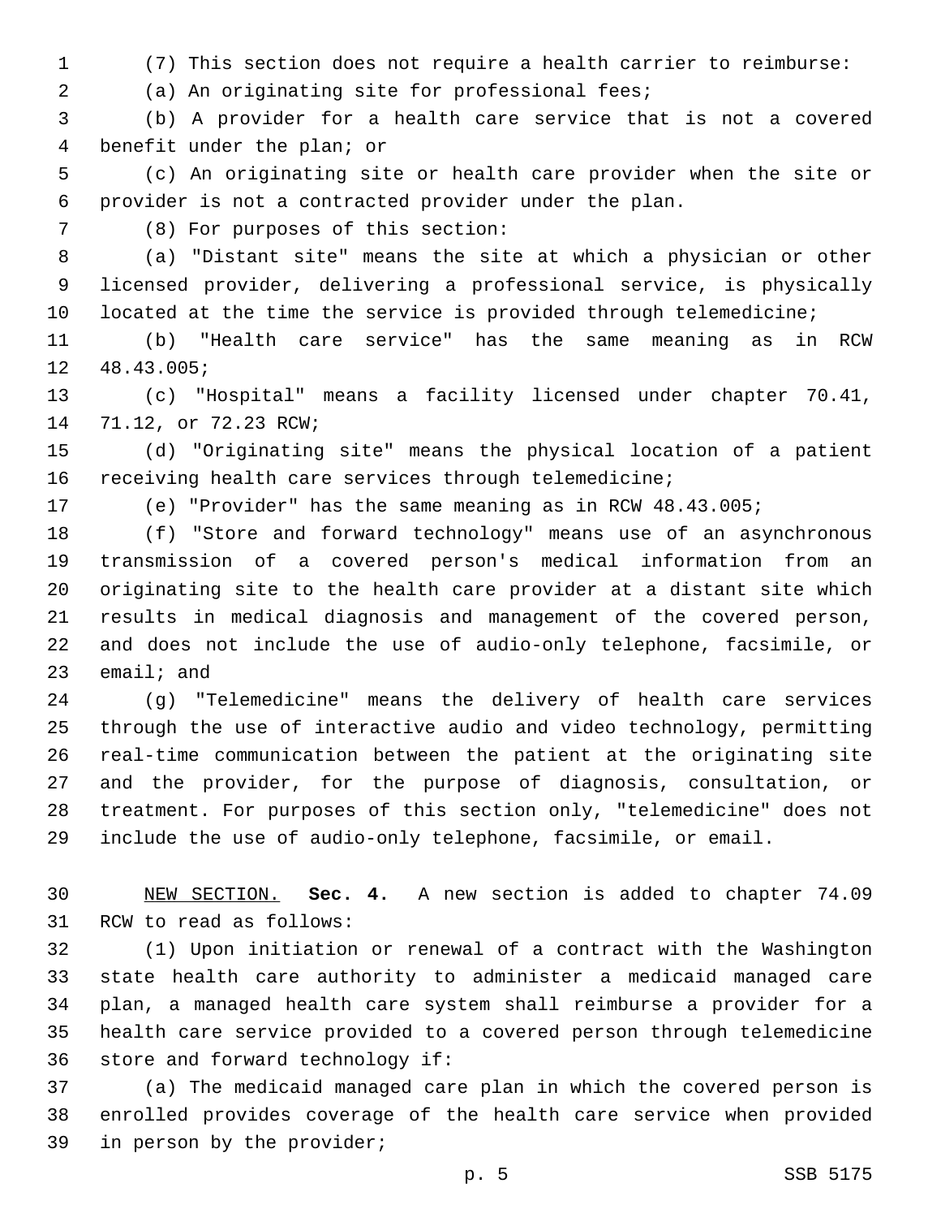(7) This section does not require a health carrier to reimburse:

(a) An originating site for professional fees;

(b) A provider for a health care service that is not a covered benefit under the plan; or

(c) An originating site or health care provider when the site or provider is not a contracted provider under the plan.

(8) For purposes of this section:

(a) "Distant site" means the site at which a physician or other licensed provider, delivering a professional service, is physically located at the time the service is provided through telemedicine;

(b) "Health care service" has the same meaning as in RCW 48.43.005;

(c) "Hospital" means a facility licensed under chapter 70.41, 71.12, or 72.23 RCW;

(d) "Originating site" means the physical location of a patient receiving health care services through telemedicine;

(e) "Provider" has the same meaning as in RCW 48.43.005;

(f) "Store and forward technology" means use of an asynchronous transmission of a covered person's medical information from an originating site to the health care provider at a distant site which results in medical diagnosis and management of the covered person, and does not include the use of audio-only telephone, facsimile, or email; and

(g) "Telemedicine" means the delivery of health care services through the use of interactive audio and video technology, permitting real-time communication between the patient at the originating site and the provider, for the purpose of diagnosis, consultation, or treatment. For purposes of this section only, "telemedicine" does not include the use of audio-only telephone, facsimile, or email.

NEW SECTION. **Sec. 4.** A new section is added to chapter 74.09 RCW to read as follows:

(1) Upon initiation or renewal of a contract with the Washington state health care authority to administer a medicaid managed care plan, a managed health care system shall reimburse a provider for a health care service provided to a covered person through telemedicine store and forward technology if:

(a) The medicaid managed care plan in which the covered person is enrolled provides coverage of the health care service when provided in person by the provider;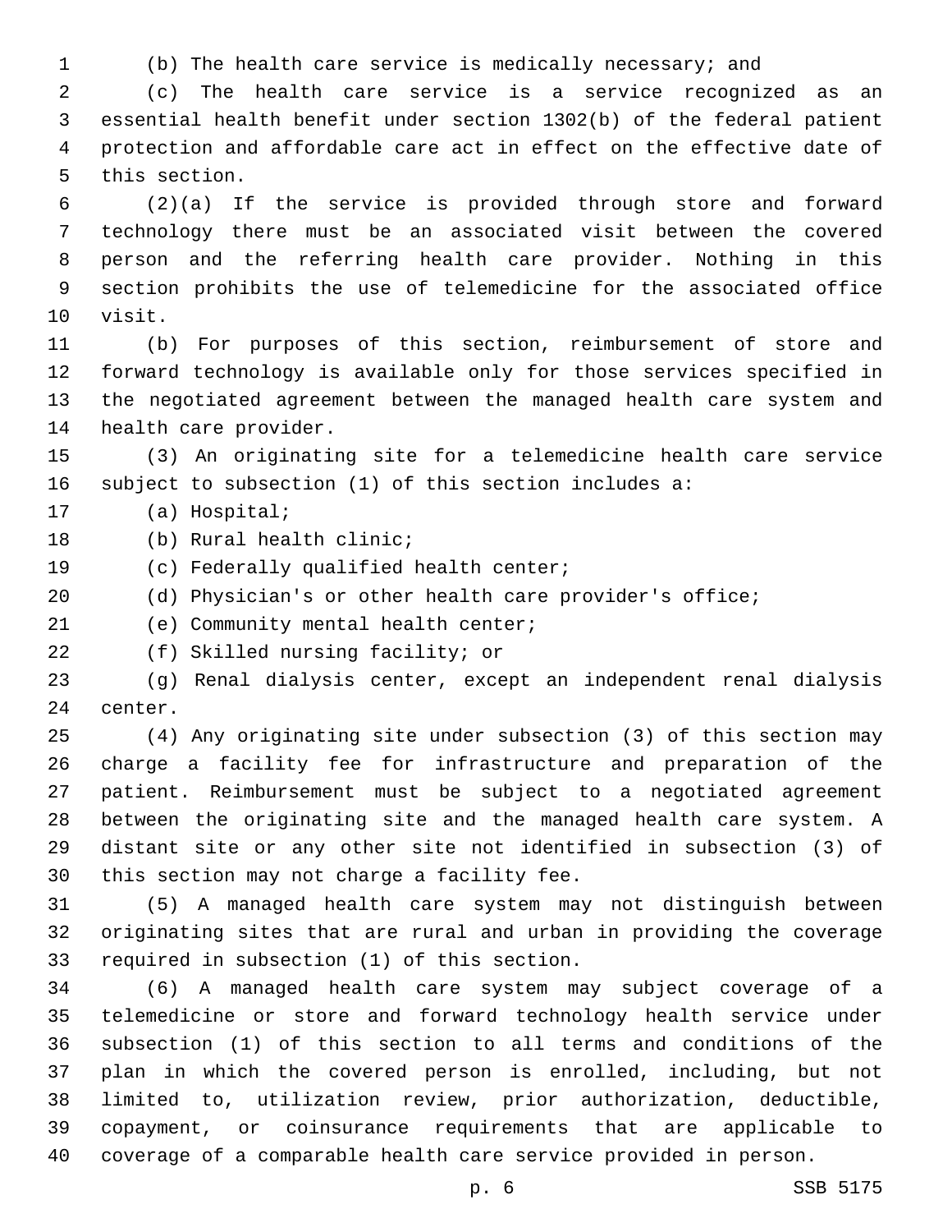(b) The health care service is medically necessary; and

(c) The health care service is a service recognized as an essential health benefit under section 1302(b) of the federal patient protection and affordable care act in effect on the effective date of this section.

(2)(a) If the service is provided through store and forward technology there must be an associated visit between the covered person and the referring health care provider. Nothing in this section prohibits the use of telemedicine for the associated office visit.

(b) For purposes of this section, reimbursement of store and forward technology is available only for those services specified in the negotiated agreement between the managed health care system and health care provider.

(3) An originating site for a telemedicine health care service subject to subsection (1) of this section includes a:

(a) Hospital;

(b) Rural health clinic;

(c) Federally qualified health center;

(d) Physician's or other health care provider's office;

(e) Community mental health center;

(f) Skilled nursing facility; or

(g) Renal dialysis center, except an independent renal dialysis center.

(4) Any originating site under subsection (3) of this section may charge a facility fee for infrastructure and preparation of the patient. Reimbursement must be subject to a negotiated agreement between the originating site and the managed health care system. A distant site or any other site not identified in subsection (3) of this section may not charge a facility fee.

(5) A managed health care system may not distinguish between originating sites that are rural and urban in providing the coverage required in subsection (1) of this section.

(6) A managed health care system may subject coverage of a telemedicine or store and forward technology health service under subsection (1) of this section to all terms and conditions of the plan in which the covered person is enrolled, including, but not limited to, utilization review, prior authorization, deductible, copayment, or coinsurance requirements that are applicable to coverage of a comparable health care service provided in person.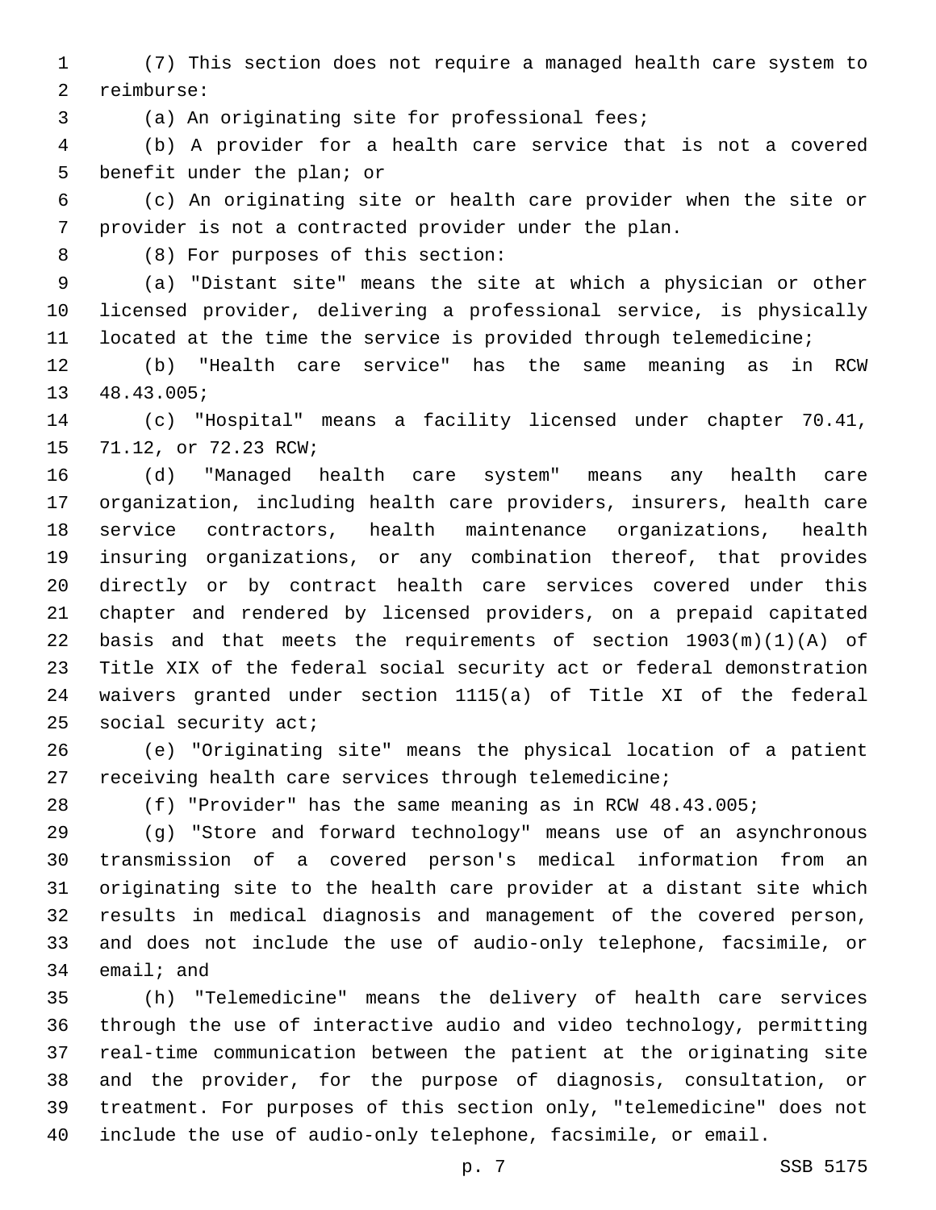(7) This section does not require a managed health care system to reimburse:

(a) An originating site for professional fees;

(b) A provider for a health care service that is not a covered benefit under the plan; or

(c) An originating site or health care provider when the site or provider is not a contracted provider under the plan.

(8) For purposes of this section:

(a) "Distant site" means the site at which a physician or other licensed provider, delivering a professional service, is physically located at the time the service is provided through telemedicine;

(b) "Health care service" has the same meaning as in RCW 48.43.005;

(c) "Hospital" means a facility licensed under chapter 70.41, 71.12, or 72.23 RCW;

(d) "Managed health care system" means any health care organization, including health care providers, insurers, health care service contractors, health maintenance organizations, health insuring organizations, or any combination thereof, that provides directly or by contract health care services covered under this chapter and rendered by licensed providers, on a prepaid capitated basis and that meets the requirements of section 1903(m)(1)(A) of Title XIX of the federal social security act or federal demonstration waivers granted under section 1115(a) of Title XI of the federal social security act;

(e) "Originating site" means the physical location of a patient receiving health care services through telemedicine;

(f) "Provider" has the same meaning as in RCW 48.43.005;

(g) "Store and forward technology" means use of an asynchronous transmission of a covered person's medical information from an originating site to the health care provider at a distant site which results in medical diagnosis and management of the covered person, and does not include the use of audio-only telephone, facsimile, or email; and

(h) "Telemedicine" means the delivery of health care services through the use of interactive audio and video technology, permitting real-time communication between the patient at the originating site and the provider, for the purpose of diagnosis, consultation, or treatment. For purposes of this section only, "telemedicine" does not include the use of audio-only telephone, facsimile, or email.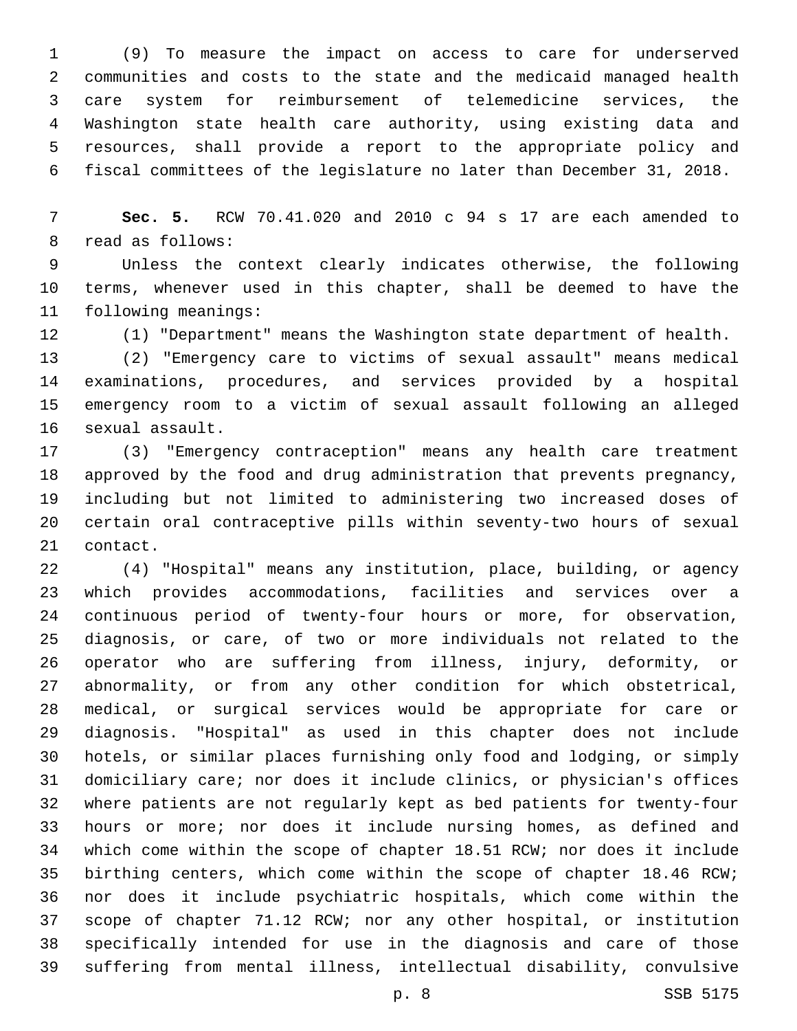(9) To measure the impact on access to care for underserved communities and costs to the state and the medicaid managed health care system for reimbursement of telemedicine services, the Washington state health care authority, using existing data and resources, shall provide a report to the appropriate policy and fiscal committees of the legislature no later than December 31, 2018.

**Sec. 5.** RCW 70.41.020 and 2010 c 94 s 17 are each amended to read as follows:

Unless the context clearly indicates otherwise, the following terms, whenever used in this chapter, shall be deemed to have the following meanings:

(1) "Department" means the Washington state department of health.

(2) "Emergency care to victims of sexual assault" means medical examinations, procedures, and services provided by a hospital emergency room to a victim of sexual assault following an alleged sexual assault.

(3) "Emergency contraception" means any health care treatment approved by the food and drug administration that prevents pregnancy, including but not limited to administering two increased doses of certain oral contraceptive pills within seventy-two hours of sexual contact.

(4) "Hospital" means any institution, place, building, or agency which provides accommodations, facilities and services over a continuous period of twenty-four hours or more, for observation, diagnosis, or care, of two or more individuals not related to the operator who are suffering from illness, injury, deformity, or abnormality, or from any other condition for which obstetrical, medical, or surgical services would be appropriate for care or diagnosis. "Hospital" as used in this chapter does not include hotels, or similar places furnishing only food and lodging, or simply domiciliary care; nor does it include clinics, or physician's offices where patients are not regularly kept as bed patients for twenty-four hours or more; nor does it include nursing homes, as defined and which come within the scope of chapter 18.51 RCW; nor does it include birthing centers, which come within the scope of chapter 18.46 RCW; nor does it include psychiatric hospitals, which come within the scope of chapter 71.12 RCW; nor any other hospital, or institution specifically intended for use in the diagnosis and care of those suffering from mental illness, intellectual disability, convulsive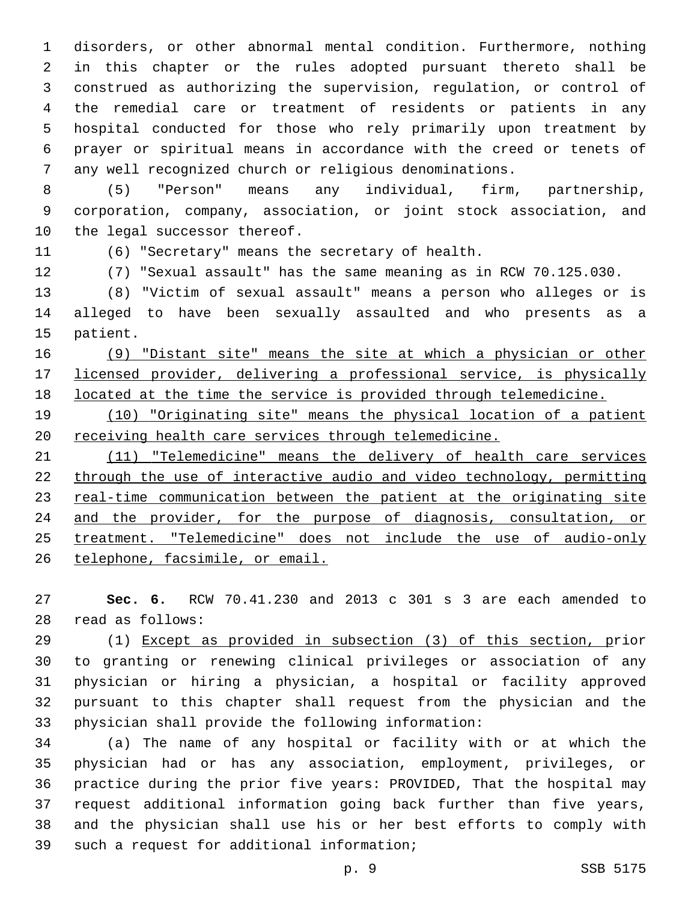disorders, or other abnormal mental condition. Furthermore, nothing in this chapter or the rules adopted pursuant thereto shall be construed as authorizing the supervision, regulation, or control of the remedial care or treatment of residents or patients in any hospital conducted for those who rely primarily upon treatment by prayer or spiritual means in accordance with the creed or tenets of any well recognized church or religious denominations.

(5) "Person" means any individual, firm, partnership, corporation, company, association, or joint stock association, and the legal successor thereof.

(6) "Secretary" means the secretary of health.

(7) "Sexual assault" has the same meaning as in RCW 70.125.030.

(8) "Victim of sexual assault" means a person who alleges or is alleged to have been sexually assaulted and who presents as a patient.

<u>(9) "Distant site" means the site at which a physician or other licensed provider, delivering a professional service, is physically located at the time the service is provided through telemedicine.</u>

<u>(10) "Originating site" means the physical location of a patient receiving health care services through telemedicine.</u>

<u>(11) "Telemedicine" means the delivery of health care services through the use of interactive audio and video technology, permitting real-time communication between the patient at the originating site and the provider, for the purpose of diagnosis, consultation, or treatment. "Telemedicine" does not include the use of audio-only telephone, facsimile, or email.</u>

**Sec. 6.** RCW 70.41.230 and 2013 c 301 s 3 are each amended to read as follows:

(1) <u>Except as provided in subsection (3) of this section, p</u>rior to granting or renewing clinical privileges or association of any physician or hiring a physician, a hospital or facility approved pursuant to this chapter shall request from the physician and the physician shall provide the following information:

(a) The name of any hospital or facility with or at which the physician had or has any association, employment, privileges, or practice during the prior five years: PROVIDED, That the hospital may request additional information going back further than five years, and the physician shall use his or her best efforts to comply with such a request for additional information;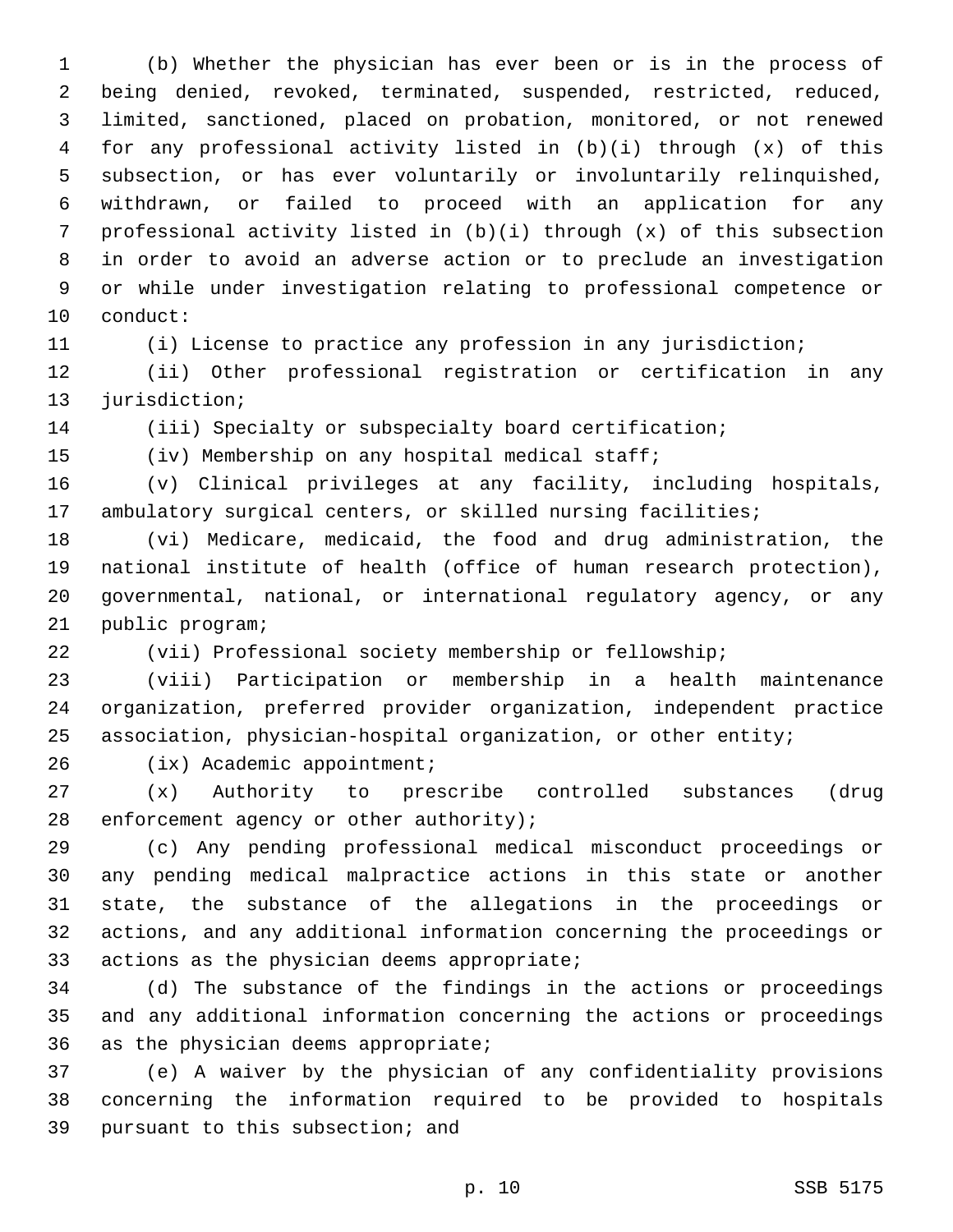(b) Whether the physician has ever been or is in the process of being denied, revoked, terminated, suspended, restricted, reduced, limited, sanctioned, placed on probation, monitored, or not renewed for any professional activity listed in (b)(i) through (x) of this subsection, or has ever voluntarily or involuntarily relinquished, withdrawn, or failed to proceed with an application for any professional activity listed in (b)(i) through (x) of this subsection in order to avoid an adverse action or to preclude an investigation or while under investigation relating to professional competence or conduct:

(i) License to practice any profession in any jurisdiction;

(ii) Other professional registration or certification in any jurisdiction;

(iii) Specialty or subspecialty board certification;

(iv) Membership on any hospital medical staff;

(v) Clinical privileges at any facility, including hospitals, ambulatory surgical centers, or skilled nursing facilities;

(vi) Medicare, medicaid, the food and drug administration, the national institute of health (office of human research protection), governmental, national, or international regulatory agency, or any public program;

(vii) Professional society membership or fellowship;

(viii) Participation or membership in a health maintenance organization, preferred provider organization, independent practice association, physician-hospital organization, or other entity;

(ix) Academic appointment;

(x) Authority to prescribe controlled substances (drug enforcement agency or other authority);

(c) Any pending professional medical misconduct proceedings or any pending medical malpractice actions in this state or another state, the substance of the allegations in the proceedings or actions, and any additional information concerning the proceedings or actions as the physician deems appropriate;

(d) The substance of the findings in the actions or proceedings and any additional information concerning the actions or proceedings as the physician deems appropriate;

(e) A waiver by the physician of any confidentiality provisions concerning the information required to be provided to hospitals pursuant to this subsection; and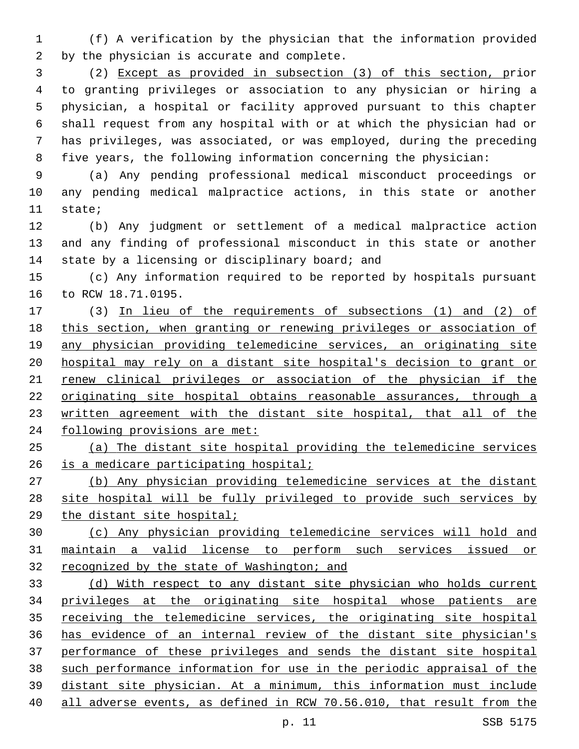(f) A verification by the physician that the information provided by the physician is accurate and complete.

(2) <u>Except as provided in subsection (3) of this section, p</u>rior to granting privileges or association to any physician or hiring a physician, a hospital or facility approved pursuant to this chapter shall request from any hospital with or at which the physician had or has privileges, was associated, or was employed, during the preceding five years, the following information concerning the physician:

(a) Any pending professional medical misconduct proceedings or any pending medical malpractice actions, in this state or another state;

(b) Any judgment or settlement of a medical malpractice action and any finding of professional misconduct in this state or another state by a licensing or disciplinary board; and

(c) Any information required to be reported by hospitals pursuant to RCW 18.71.0195.

(3) <u>In lieu of the requirements of subsections (1) and (2) of this section, when granting or renewing privileges or association of any physician providing telemedicine services, an originating site hospital may rely on a distant site hospital's decision to grant or renew clinical privileges or association of the physician if the originating site hospital obtains reasonable assurances, through a written agreement with the distant site hospital, that all of the following provisions are met:</u>

<u>(a) The distant site hospital providing the telemedicine services is a medicare participating hospital;</u>

<u>(b) Any physician providing telemedicine services at the distant site hospital will be fully privileged to provide such services by the distant site hospital;</u>

<u>(c) Any physician providing telemedicine services will hold and maintain a valid license to perform such services issued or recognized by the state of Washington; and</u>

<u>(d) With respect to any distant site physician who holds current privileges at the originating site hospital whose patients are receiving the telemedicine services, the originating site hospital has evidence of an internal review of the distant site physician's performance of these privileges and sends the distant site hospital such performance information for use in the periodic appraisal of the distant site physician. At a minimum, this information must include all adverse events, as defined in RCW 70.56.010, that result from the</u>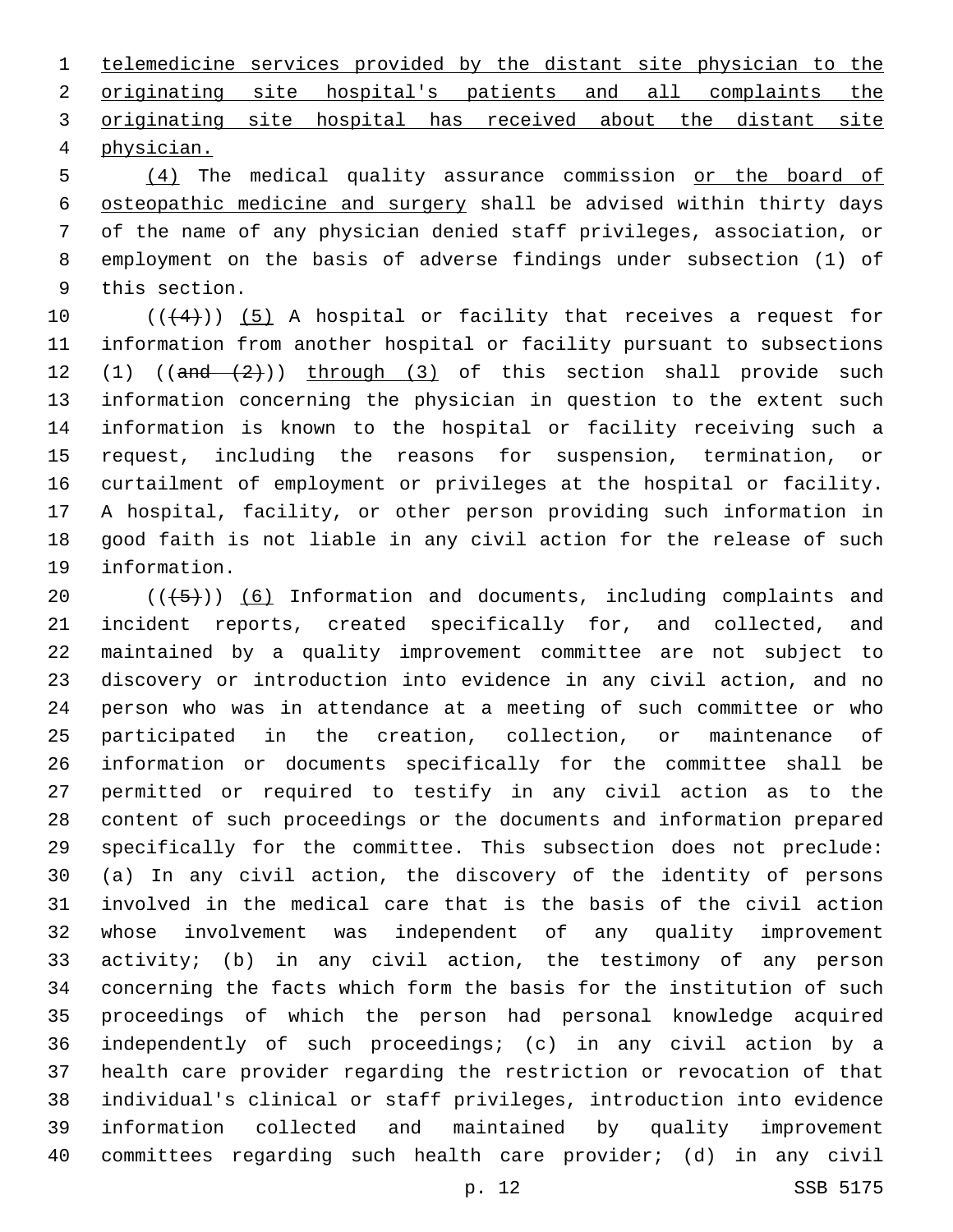telemedicine services provided by the distant site physician to the originating site hospital's patients and all complaints the originating site hospital has received about the distant site physician.

(4) The medical quality assurance commission or the board of osteopathic medicine and surgery shall be advised within thirty days of the name of any physician denied staff privileges, association, or employment on the basis of adverse findings under subsection (1) of this section.

(((4))) (5) A hospital or facility that receives a request for information from another hospital or facility pursuant to subsections (1) ((and (2))) through (3) of this section shall provide such information concerning the physician in question to the extent such information is known to the hospital or facility receiving such a request, including the reasons for suspension, termination, or curtailment of employment or privileges at the hospital or facility. A hospital, facility, or other person providing such information in good faith is not liable in any civil action for the release of such information.

(((5))) (6) Information and documents, including complaints and incident reports, created specifically for, and collected, and maintained by a quality improvement committee are not subject to discovery or introduction into evidence in any civil action, and no person who was in attendance at a meeting of such committee or who participated in the creation, collection, or maintenance of information or documents specifically for the committee shall be permitted or required to testify in any civil action as to the content of such proceedings or the documents and information prepared specifically for the committee. This subsection does not preclude: (a) In any civil action, the discovery of the identity of persons involved in the medical care that is the basis of the civil action whose involvement was independent of any quality improvement activity; (b) in any civil action, the testimony of any person concerning the facts which form the basis for the institution of such proceedings of which the person had personal knowledge acquired independently of such proceedings; (c) in any civil action by a health care provider regarding the restriction or revocation of that individual's clinical or staff privileges, introduction into evidence information collected and maintained by quality improvement committees regarding such health care provider; (d) in any civil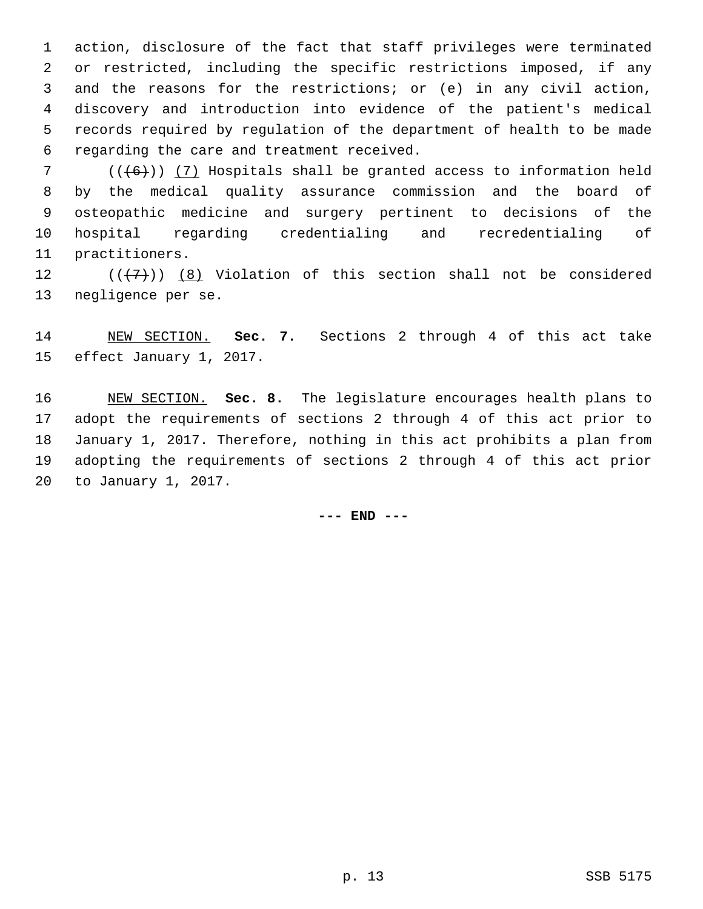action, disclosure of the fact that staff privileges were terminated or restricted, including the specific restrictions imposed, if any and the reasons for the restrictions; or (e) in any civil action, discovery and introduction into evidence of the patient's medical records required by regulation of the department of health to be made regarding the care and treatment received.

(( ~~(6)~~ )) <u>(7)</u> Hospitals shall be granted access to information held by the medical quality assurance commission and the board of osteopathic medicine and surgery pertinent to decisions of the hospital regarding credentialing and recredentialing of practitioners.

(( ~~(7)~~ )) <u>(8)</u> Violation of this section shall not be considered negligence per se.

<u>NEW SECTION.</u> **Sec. 7.** Sections 2 through 4 of this act take effect January 1, 2017.

<u>NEW SECTION.</u> **Sec. 8.** The legislature encourages health plans to adopt the requirements of sections 2 through 4 of this act prior to January 1, 2017. Therefore, nothing in this act prohibits a plan from adopting the requirements of sections 2 through 4 of this act prior to January 1, 2017.

**--- END ---**